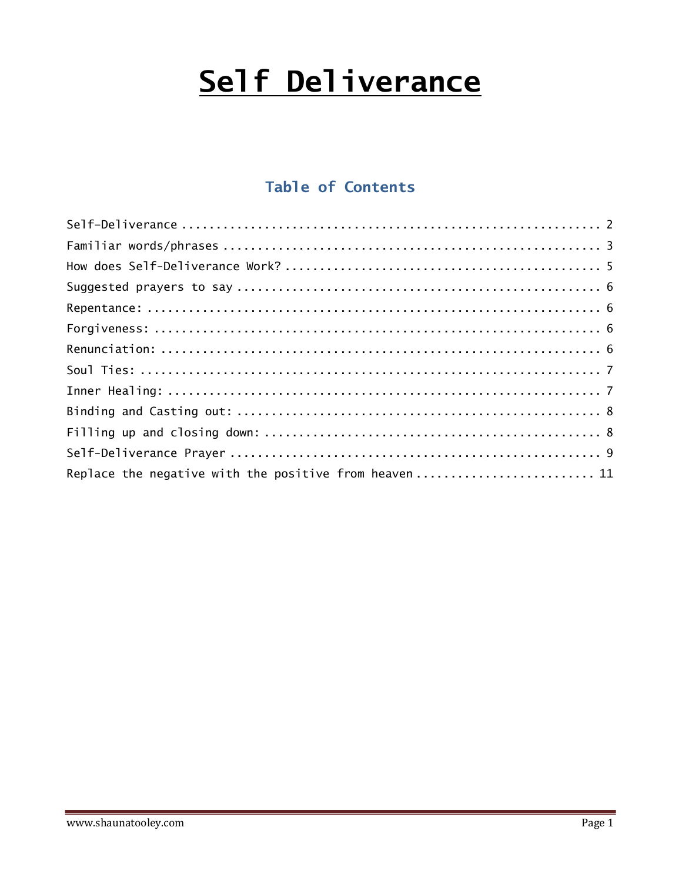# Self Deliverance

## Table of Contents

Self-Deliverance ............................................................ 2
Familiar words/phrases ...................................................... 3
How does Self-Deliverance Work? ............................................. 5
Suggested prayers to say .................................................... 6
Repentance: ................................................................. 6
Forgiveness: ................................................................ 6
Renunciation: ............................................................... 6
Soul Ties: .................................................................. 7
Inner Healing: .............................................................. 7
Binding and Casting out: .................................................... 8
Filling up and closing down: ................................................ 8
Self-Deliverance Prayer ..................................................... 9
Replace the negative with the positive from heaven .......................... 11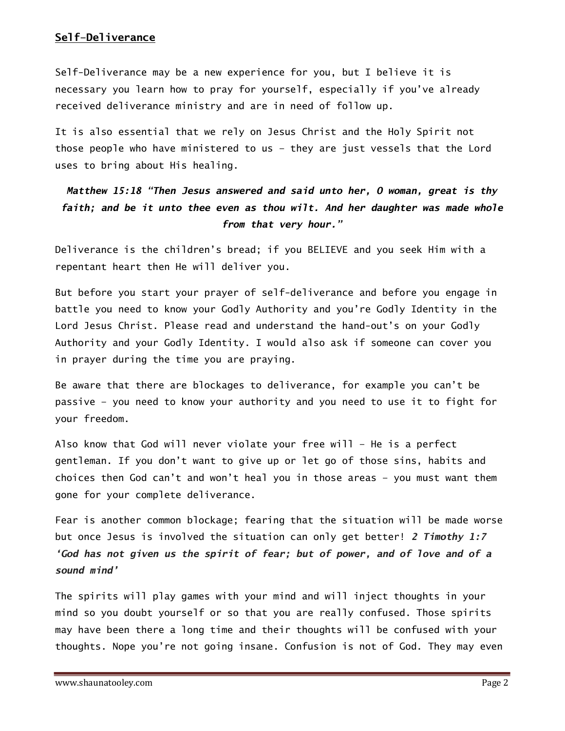## Self-Deliverance

Self-Deliverance may be a new experience for you, but I believe it is necessary you learn how to pray for yourself, especially if you've already received deliverance ministry and are in need of follow up.

It is also essential that we rely on Jesus Christ and the Holy Spirit not those people who have ministered to us – they are just vessels that the Lord uses to bring about His healing.

***Matthew 15:18 "Then Jesus answered and said unto her, O woman, great is thy faith; and be it unto thee even as thou wilt. And her daughter was made whole from that very hour."***

Deliverance is the children's bread; if you BELIEVE and you seek Him with a repentant heart then He will deliver you.

But before you start your prayer of self-deliverance and before you engage in battle you need to know your Godly Authority and you're Godly Identity in the Lord Jesus Christ. Please read and understand the hand-out's on your Godly Authority and your Godly Identity. I would also ask if someone can cover you in prayer during the time you are praying.

Be aware that there are blockages to deliverance, for example you can't be passive – you need to know your authority and you need to use it to fight for your freedom.

Also know that God will never violate your free will – He is a perfect gentleman. If you don't want to give up or let go of those sins, habits and choices then God can't and won't heal you in those areas – you must want them gone for your complete deliverance.

Fear is another common blockage; fearing that the situation will be made worse but once Jesus is involved the situation can only get better! ***2 Timothy 1:7 'God has not given us the spirit of fear; but of power, and of love and of a sound mind'***

The spirits will play games with your mind and will inject thoughts in your mind so you doubt yourself or so that you are really confused. Those spirits may have been there a long time and their thoughts will be confused with your thoughts. Nope you're not going insane. Confusion is not of God. They may even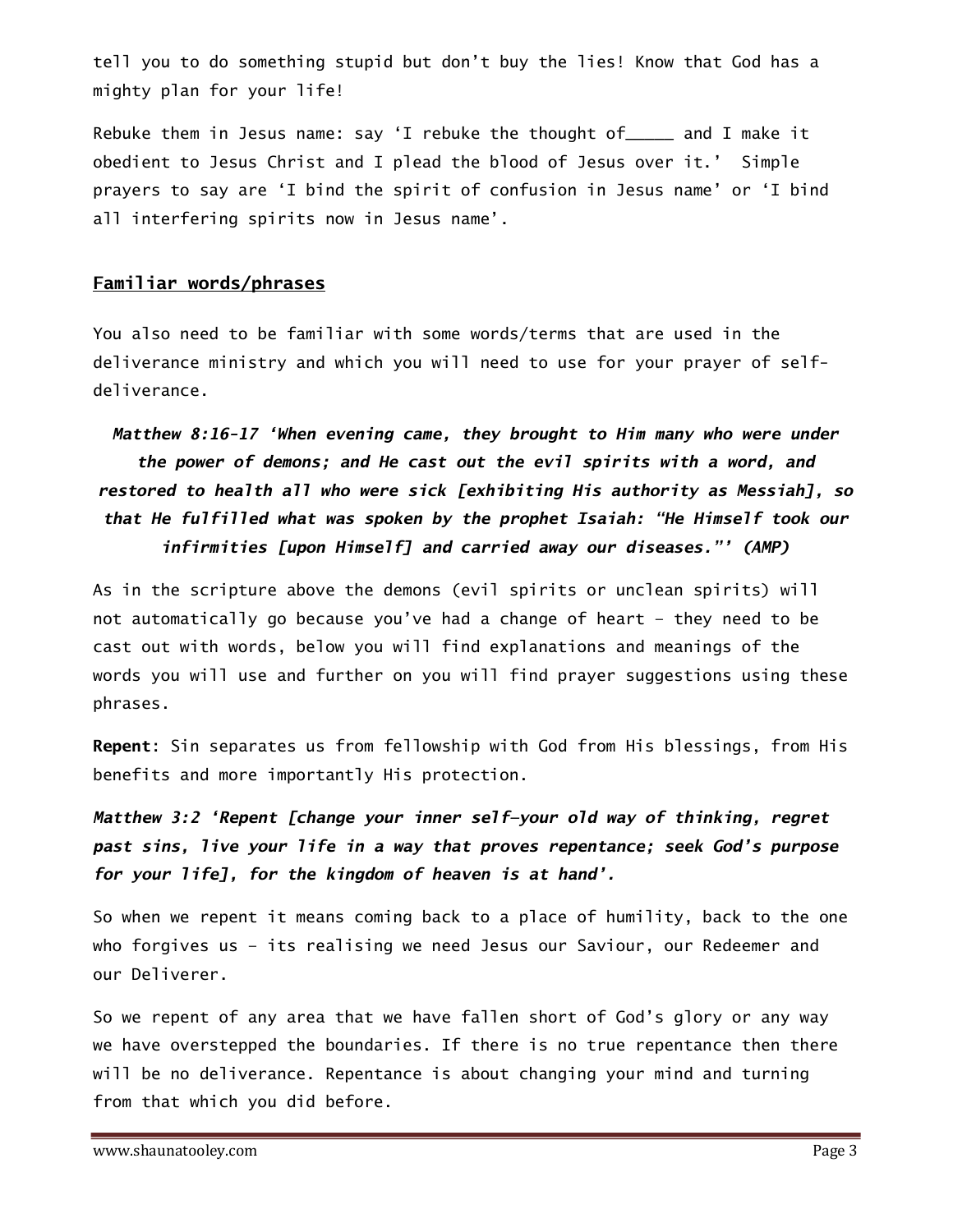tell you to do something stupid but don't buy the lies! Know that God has a mighty plan for your life!

Rebuke them in Jesus name: say 'I rebuke the thought of_____ and I make it obedient to Jesus Christ and I plead the blood of Jesus over it.' Simple prayers to say are 'I bind the spirit of confusion in Jesus name' or 'I bind all interfering spirits now in Jesus name'.

## Familiar words/phrases

You also need to be familiar with some words/terms that are used in the deliverance ministry and which you will need to use for your prayer of self-deliverance.

***Matthew 8:16-17 'When evening came, they brought to Him many who were under the power of demons; and He cast out the evil spirits with a word, and restored to health all who were sick [exhibiting His authority as Messiah], so that He fulfilled what was spoken by the prophet Isaiah: "He Himself took our infirmities [upon Himself] and carried away our diseases."' (AMP)***

As in the scripture above the demons (evil spirits or unclean spirits) will not automatically go because you've had a change of heart - they need to be cast out with words, below you will find explanations and meanings of the words you will use and further on you will find prayer suggestions using these phrases.

**Repent**: Sin separates us from fellowship with God from His blessings, from His benefits and more importantly His protection.

***Matthew 3:2 'Repent [change your inner self—your old way of thinking, regret past sins, live your life in a way that proves repentance; seek God's purpose for your life], for the kingdom of heaven is at hand'.***

So when we repent it means coming back to a place of humility, back to the one who forgives us - its realising we need Jesus our Saviour, our Redeemer and our Deliverer.

So we repent of any area that we have fallen short of God's glory or any way we have overstepped the boundaries. If there is no true repentance then there will be no deliverance. Repentance is about changing your mind and turning from that which you did before.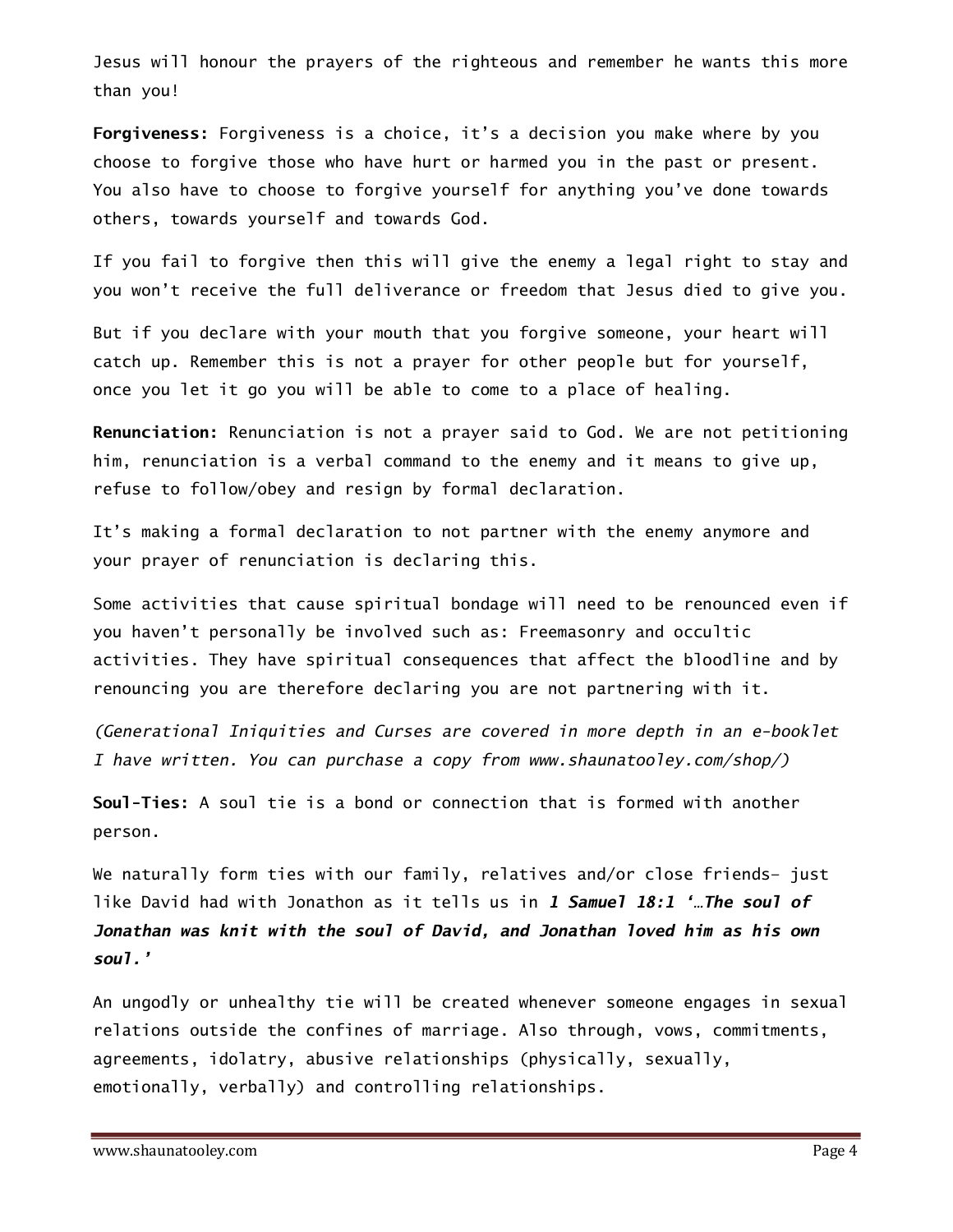Jesus will honour the prayers of the righteous and remember he wants this more than you!

**Forgiveness:** Forgiveness is a choice, it's a decision you make where by you choose to forgive those who have hurt or harmed you in the past or present. You also have to choose to forgive yourself for anything you've done towards others, towards yourself and towards God.

If you fail to forgive then this will give the enemy a legal right to stay and you won't receive the full deliverance or freedom that Jesus died to give you.

But if you declare with your mouth that you forgive someone, your heart will catch up. Remember this is not a prayer for other people but for yourself, once you let it go you will be able to come to a place of healing.

**Renunciation:** Renunciation is not a prayer said to God. We are not petitioning him, renunciation is a verbal command to the enemy and it means to give up, refuse to follow/obey and resign by formal declaration.

It's making a formal declaration to not partner with the enemy anymore and your prayer of renunciation is declaring this.

Some activities that cause spiritual bondage will need to be renounced even if you haven't personally be involved such as: Freemasonry and occultic activities. They have spiritual consequences that affect the bloodline and by renouncing you are therefore declaring you are not partnering with it.

*(Generational Iniquities and Curses are covered in more depth in an e-booklet I have written. You can purchase a copy from www.shaunatooley.com/shop/)*

**Soul-Ties:** A soul tie is a bond or connection that is formed with another person.

We naturally form ties with our family, relatives and/or close friends- just like David had with Jonathon as it tells us in ***1 Samuel 18:1 '…The soul of Jonathan was knit with the soul of David, and Jonathan loved him as his own soul.'***

An ungodly or unhealthy tie will be created whenever someone engages in sexual relations outside the confines of marriage. Also through, vows, commitments, agreements, idolatry, abusive relationships (physically, sexually, emotionally, verbally) and controlling relationships.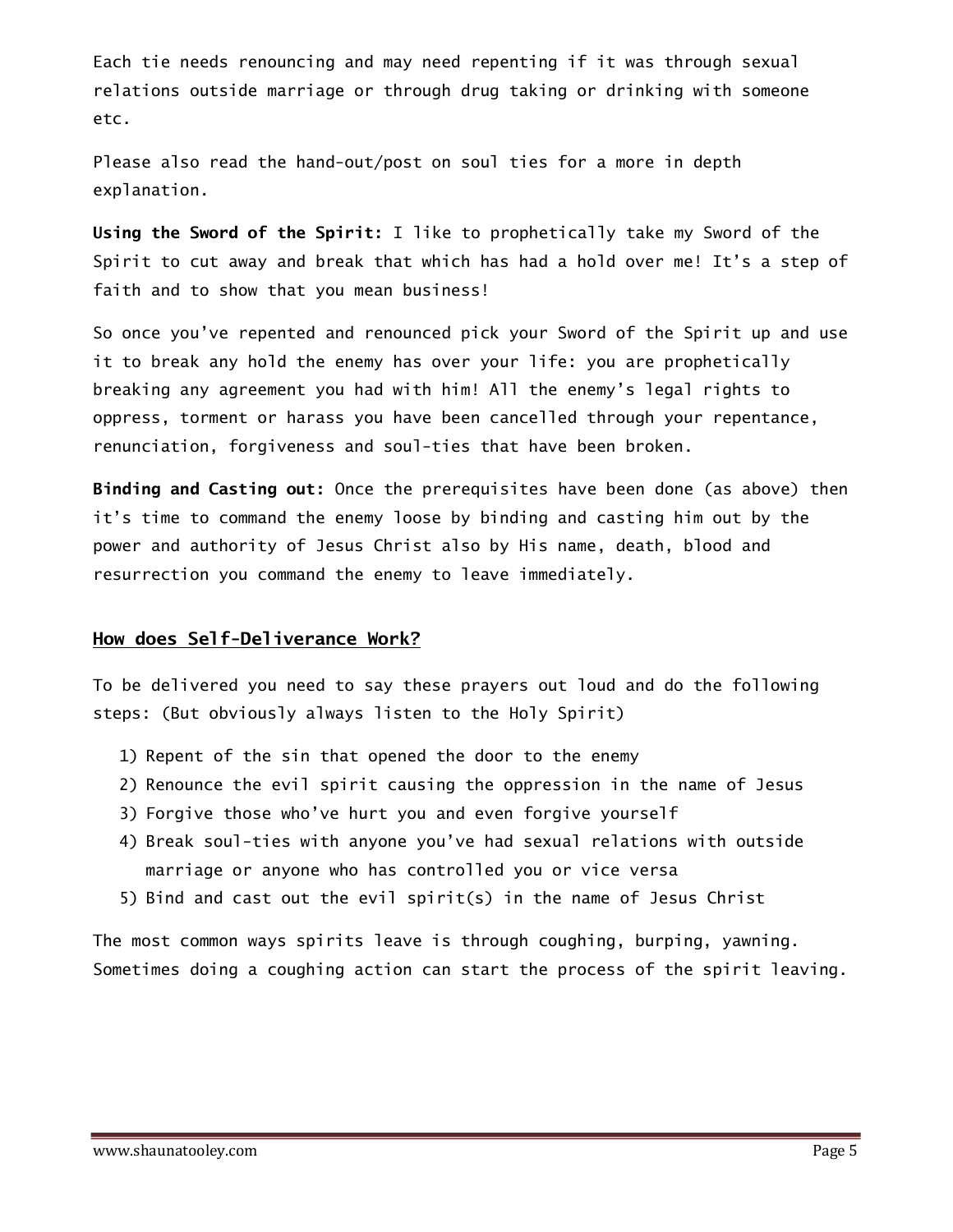Each tie needs renouncing and may need repenting if it was through sexual relations outside marriage or through drug taking or drinking with someone etc.

Please also read the hand-out/post on soul ties for a more in depth explanation.

**Using the Sword of the Spirit:** I like to prophetically take my Sword of the Spirit to cut away and break that which has had a hold over me! It's a step of faith and to show that you mean business!

So once you've repented and renounced pick your Sword of the Spirit up and use it to break any hold the enemy has over your life: you are prophetically breaking any agreement you had with him! All the enemy's legal rights to oppress, torment or harass you have been cancelled through your repentance, renunciation, forgiveness and soul-ties that have been broken.

**Binding and Casting out:** Once the prerequisites have been done (as above) then it's time to command the enemy loose by binding and casting him out by the power and authority of Jesus Christ also by His name, death, blood and resurrection you command the enemy to leave immediately.

## How does Self-Deliverance Work?

To be delivered you need to say these prayers out loud and do the following steps: (But obviously always listen to the Holy Spirit)

1) Repent of the sin that opened the door to the enemy
2) Renounce the evil spirit causing the oppression in the name of Jesus
3) Forgive those who've hurt you and even forgive yourself
4) Break soul-ties with anyone you've had sexual relations with outside marriage or anyone who has controlled you or vice versa
5) Bind and cast out the evil spirit(s) in the name of Jesus Christ

The most common ways spirits leave is through coughing, burping, yawning. Sometimes doing a coughing action can start the process of the spirit leaving.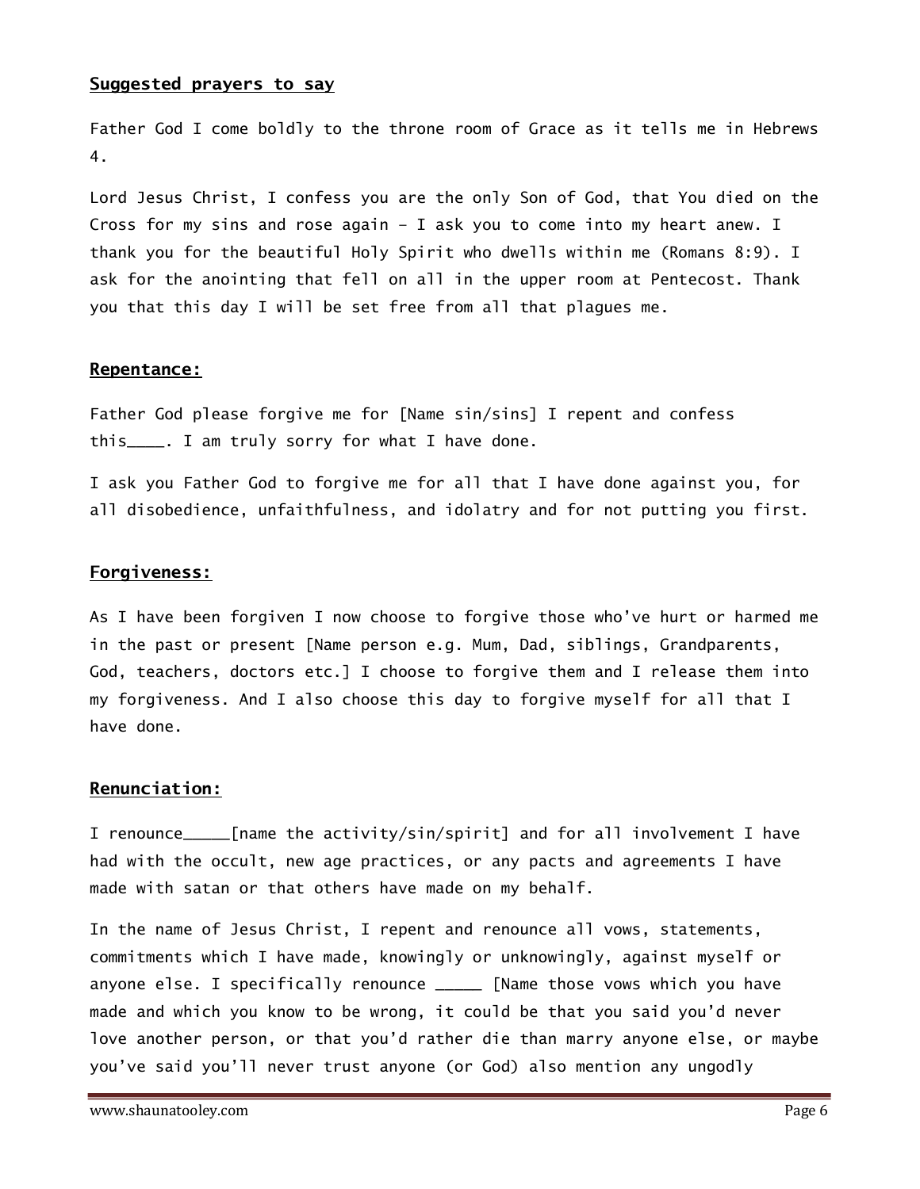**Suggested prayers to say**

Father God I come boldly to the throne room of Grace as it tells me in Hebrews 4.

Lord Jesus Christ, I confess you are the only Son of God, that You died on the Cross for my sins and rose again – I ask you to come into my heart anew. I thank you for the beautiful Holy Spirit who dwells within me (Romans 8:9). I ask for the anointing that fell on all in the upper room at Pentecost. Thank you that this day I will be set free from all that plagues me.

**Repentance:**

Father God please forgive me for [Name sin/sins] I repent and confess this____. I am truly sorry for what I have done.

I ask you Father God to forgive me for all that I have done against you, for all disobedience, unfaithfulness, and idolatry and for not putting you first.

**Forgiveness:**

As I have been forgiven I now choose to forgive those who've hurt or harmed me in the past or present [Name person e.g. Mum, Dad, siblings, Grandparents, God, teachers, doctors etc.] I choose to forgive them and I release them into my forgiveness. And I also choose this day to forgive myself for all that I have done.

**Renunciation:**

I renounce_____[name the activity/sin/spirit] and for all involvement I have had with the occult, new age practices, or any pacts and agreements I have made with satan or that others have made on my behalf.

In the name of Jesus Christ, I repent and renounce all vows, statements, commitments which I have made, knowingly or unknowingly, against myself or anyone else. I specifically renounce _____ [Name those vows which you have made and which you know to be wrong, it could be that you said you'd never love another person, or that you'd rather die than marry anyone else, or maybe you've said you'll never trust anyone (or God) also mention any ungodly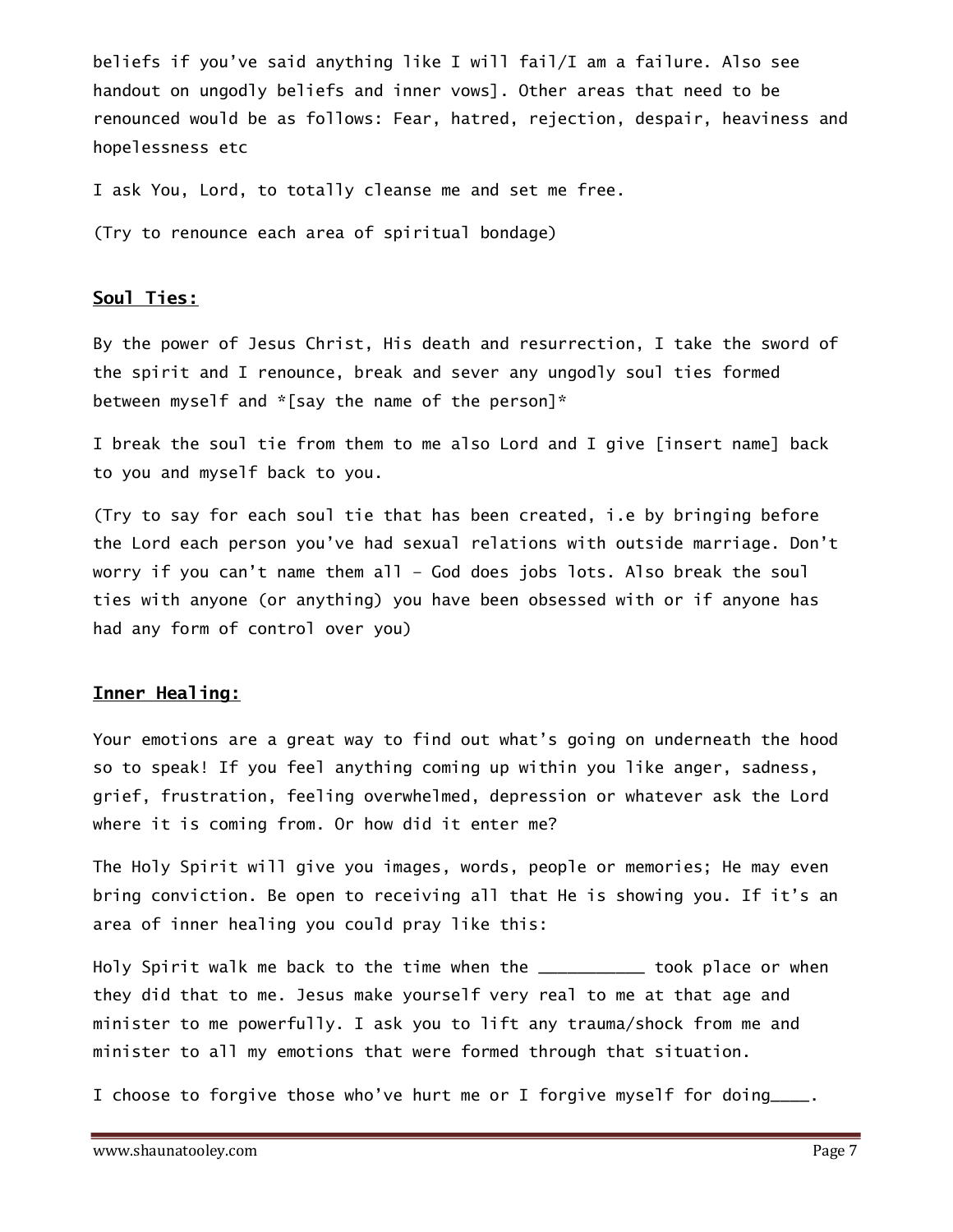beliefs if you've said anything like I will fail/I am a failure. Also see handout on ungodly beliefs and inner vows]. Other areas that need to be renounced would be as follows: Fear, hatred, rejection, despair, heaviness and hopelessness etc

I ask You, Lord, to totally cleanse me and set me free.

(Try to renounce each area of spiritual bondage)

**Soul Ties:**

By the power of Jesus Christ, His death and resurrection, I take the sword of the spirit and I renounce, break and sever any ungodly soul ties formed between myself and *[say the name of the person]*

I break the soul tie from them to me also Lord and I give [insert name] back to you and myself back to you.

(Try to say for each soul tie that has been created, i.e by bringing before the Lord each person you've had sexual relations with outside marriage. Don't worry if you can't name them all – God does jobs lots. Also break the soul ties with anyone (or anything) you have been obsessed with or if anyone has had any form of control over you)

**Inner Healing:**

Your emotions are a great way to find out what's going on underneath the hood so to speak! If you feel anything coming up within you like anger, sadness, grief, frustration, feeling overwhelmed, depression or whatever ask the Lord where it is coming from. Or how did it enter me?

The Holy Spirit will give you images, words, people or memories; He may even bring conviction. Be open to receiving all that He is showing you. If it's an area of inner healing you could pray like this:

Holy Spirit walk me back to the time when the ___________ took place or when they did that to me. Jesus make yourself very real to me at that age and minister to me powerfully. I ask you to lift any trauma/shock from me and minister to all my emotions that were formed through that situation.

I choose to forgive those who've hurt me or I forgive myself for doing____.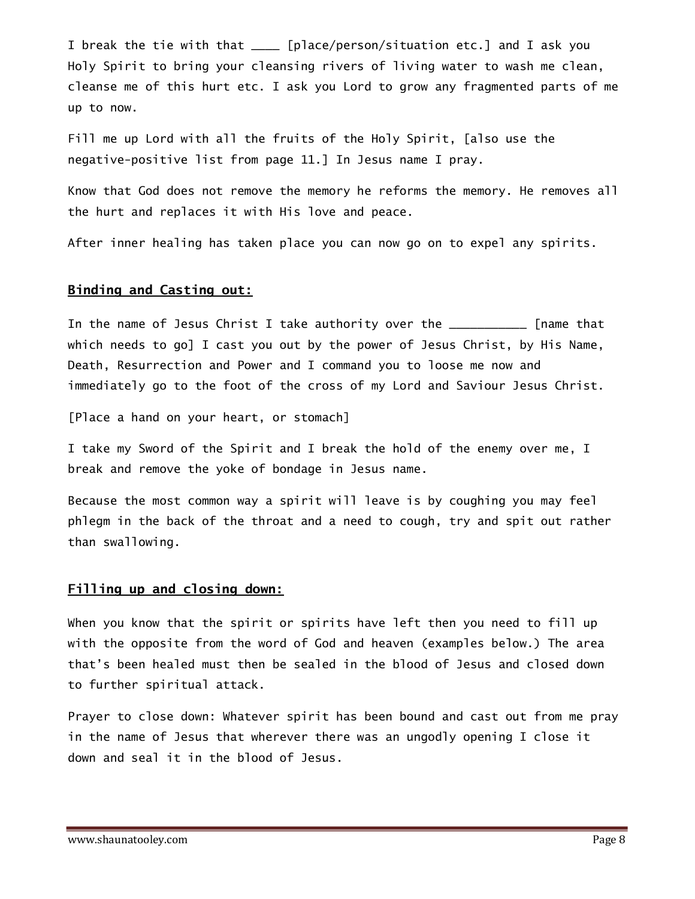I break the tie with that ____ [place/person/situation etc.] and I ask you Holy Spirit to bring your cleansing rivers of living water to wash me clean, cleanse me of this hurt etc. I ask you Lord to grow any fragmented parts of me up to now.

Fill me up Lord with all the fruits of the Holy Spirit, [also use the negative-positive list from page 11.] In Jesus name I pray.

Know that God does not remove the memory he reforms the memory. He removes all the hurt and replaces it with His love and peace.

After inner healing has taken place you can now go on to expel any spirits.

**Binding and Casting out:**

In the name of Jesus Christ I take authority over the ___________ [name that which needs to go] I cast you out by the power of Jesus Christ, by His Name, Death, Resurrection and Power and I command you to loose me now and immediately go to the foot of the cross of my Lord and Saviour Jesus Christ.

[Place a hand on your heart, or stomach]

I take my Sword of the Spirit and I break the hold of the enemy over me, I break and remove the yoke of bondage in Jesus name.

Because the most common way a spirit will leave is by coughing you may feel phlegm in the back of the throat and a need to cough, try and spit out rather than swallowing.

**Filling up and closing down:**

When you know that the spirit or spirits have left then you need to fill up with the opposite from the word of God and heaven (examples below.) The area that's been healed must then be sealed in the blood of Jesus and closed down to further spiritual attack.

Prayer to close down: Whatever spirit has been bound and cast out from me pray in the name of Jesus that wherever there was an ungodly opening I close it down and seal it in the blood of Jesus.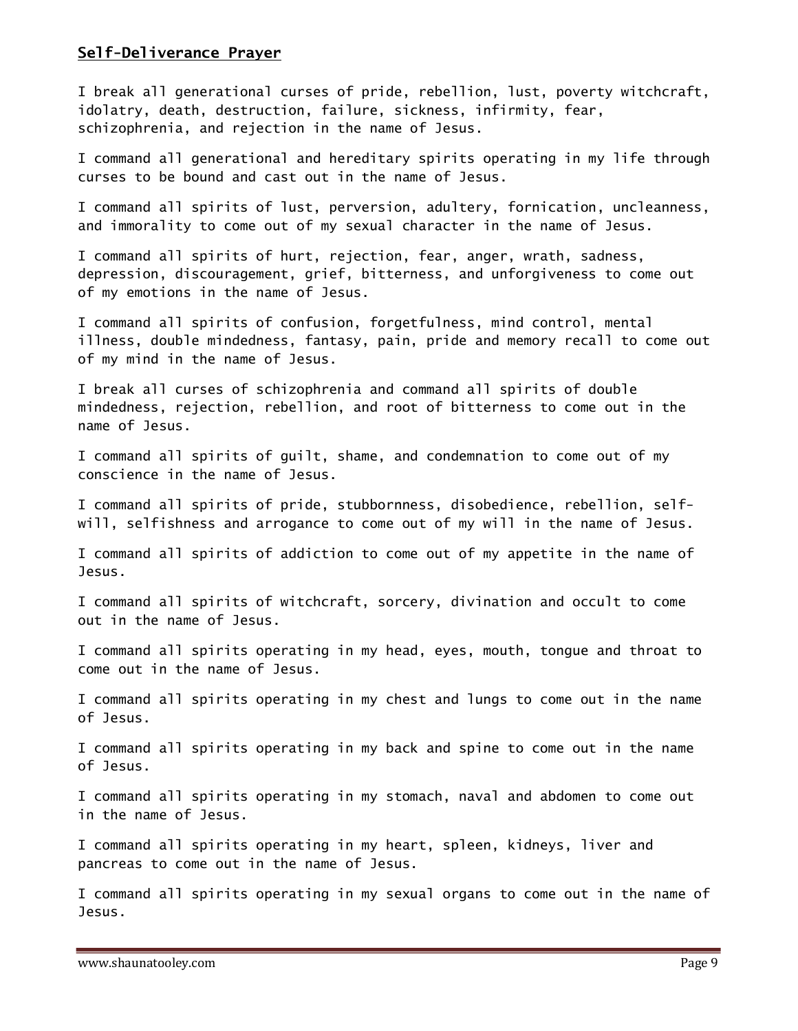## **Self-Deliverance Prayer**

I break all generational curses of pride, rebellion, lust, poverty witchcraft, idolatry, death, destruction, failure, sickness, infirmity, fear, schizophrenia, and rejection in the name of Jesus.

I command all generational and hereditary spirits operating in my life through curses to be bound and cast out in the name of Jesus.

I command all spirits of lust, perversion, adultery, fornication, uncleanness, and immorality to come out of my sexual character in the name of Jesus.

I command all spirits of hurt, rejection, fear, anger, wrath, sadness, depression, discouragement, grief, bitterness, and unforgiveness to come out of my emotions in the name of Jesus.

I command all spirits of confusion, forgetfulness, mind control, mental illness, double mindedness, fantasy, pain, pride and memory recall to come out of my mind in the name of Jesus.

I break all curses of schizophrenia and command all spirits of double mindedness, rejection, rebellion, and root of bitterness to come out in the name of Jesus.

I command all spirits of guilt, shame, and condemnation to come out of my conscience in the name of Jesus.

I command all spirits of pride, stubbornness, disobedience, rebellion, self-will, selfishness and arrogance to come out of my will in the name of Jesus.

I command all spirits of addiction to come out of my appetite in the name of Jesus.

I command all spirits of witchcraft, sorcery, divination and occult to come out in the name of Jesus.

I command all spirits operating in my head, eyes, mouth, tongue and throat to come out in the name of Jesus.

I command all spirits operating in my chest and lungs to come out in the name of Jesus.

I command all spirits operating in my back and spine to come out in the name of Jesus.

I command all spirits operating in my stomach, naval and abdomen to come out in the name of Jesus.

I command all spirits operating in my heart, spleen, kidneys, liver and pancreas to come out in the name of Jesus.

I command all spirits operating in my sexual organs to come out in the name of Jesus.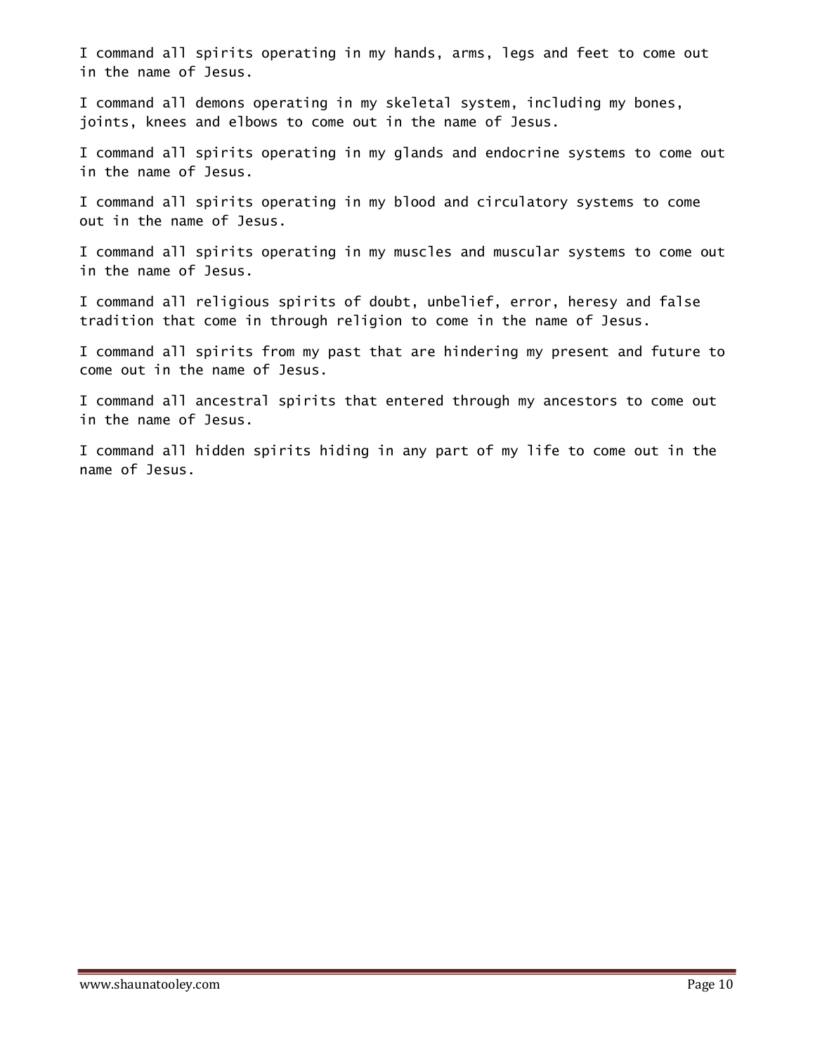I command all spirits operating in my hands, arms, legs and feet to come out in the name of Jesus.

I command all demons operating in my skeletal system, including my bones, joints, knees and elbows to come out in the name of Jesus.

I command all spirits operating in my glands and endocrine systems to come out in the name of Jesus.

I command all spirits operating in my blood and circulatory systems to come out in the name of Jesus.

I command all spirits operating in my muscles and muscular systems to come out in the name of Jesus.

I command all religious spirits of doubt, unbelief, error, heresy and false tradition that come in through religion to come in the name of Jesus.

I command all spirits from my past that are hindering my present and future to come out in the name of Jesus.

I command all ancestral spirits that entered through my ancestors to come out in the name of Jesus.

I command all hidden spirits hiding in any part of my life to come out in the name of Jesus.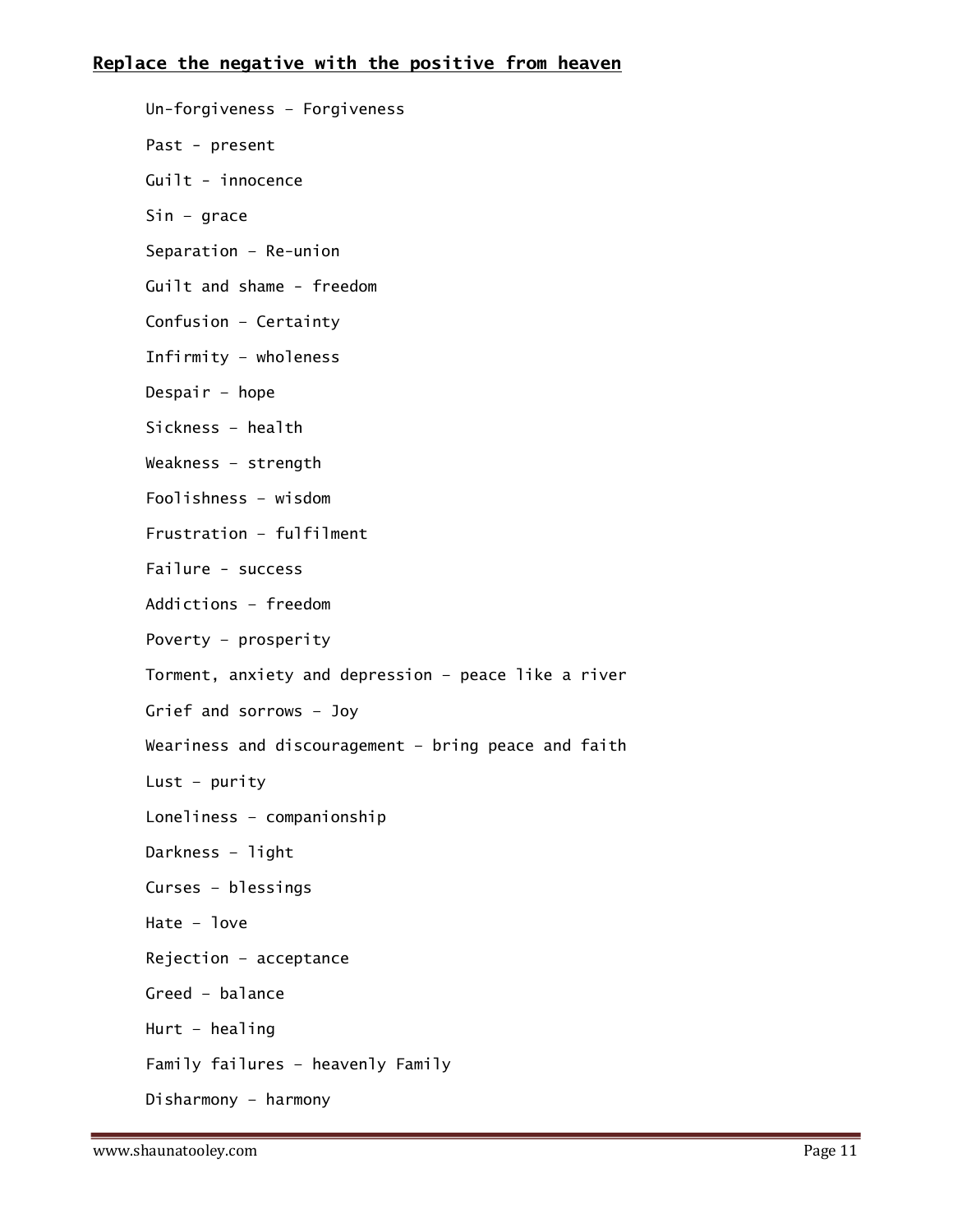**Replace the negative with the positive from heaven**

Un-forgiveness – Forgiveness

Past - present

Guilt - innocence

Sin – grace

Separation – Re-union

Guilt and shame - freedom

Confusion – Certainty

Infirmity – wholeness

Despair – hope

Sickness – health

Weakness – strength

Foolishness – wisdom

Frustration – fulfilment

Failure - success

Addictions – freedom

Poverty – prosperity

Torment, anxiety and depression – peace like a river

Grief and sorrows – Joy

Weariness and discouragement – bring peace and faith

Lust – purity

Loneliness – companionship

Darkness – light

Curses – blessings

Hate – love

Rejection – acceptance

Greed – balance

Hurt – healing

Family failures – heavenly Family

Disharmony – harmony